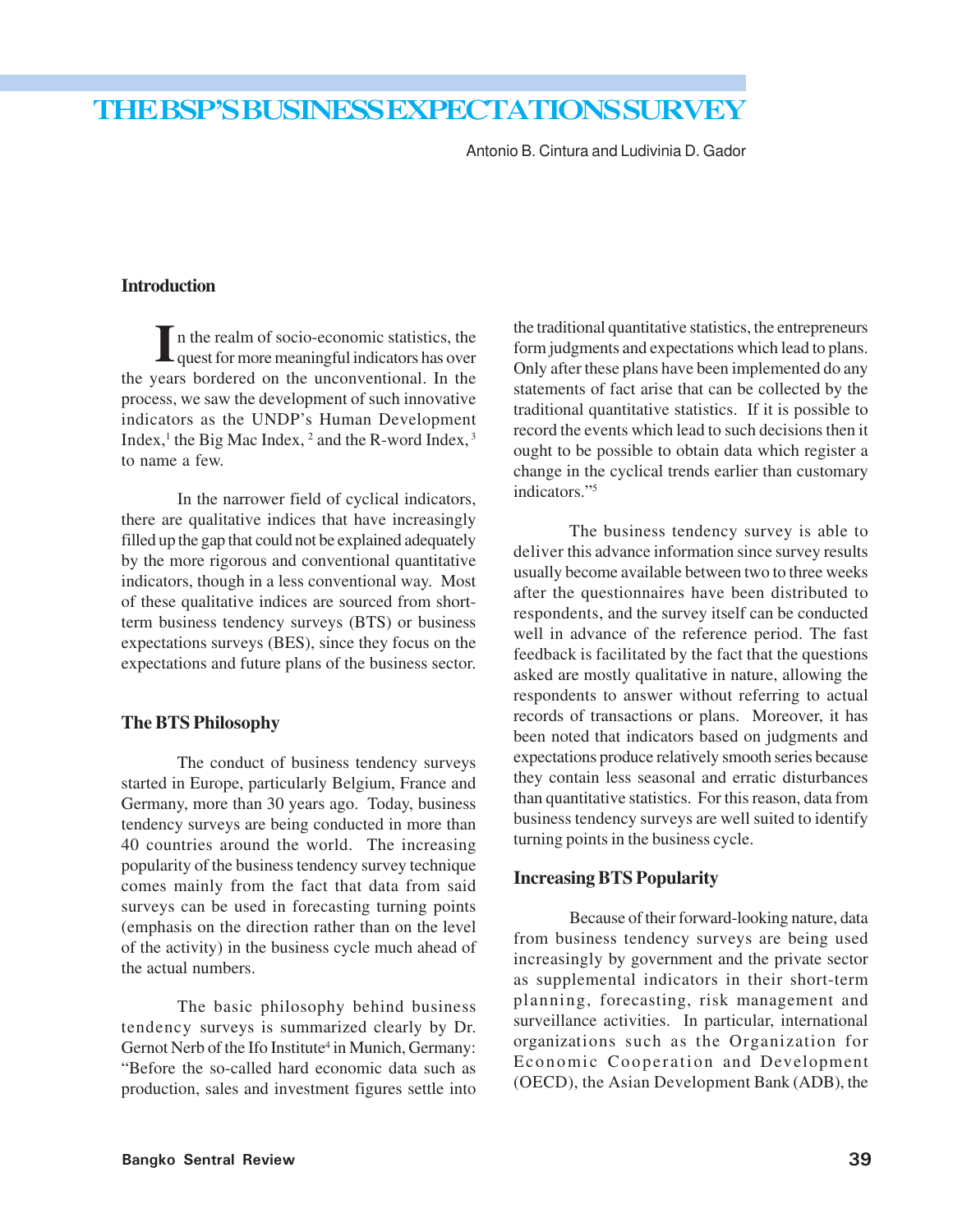# THE BSP'S BUSINESS EXPECTATIONS SURVEY

Antonio B. Cintura and Ludivinia D. Gador

## Introduction

In the realm of socio-economic statistics, the quest for more meaningful indicators has over the years bordered on the unconventional. In the process, we saw the development of such innovative indicators as the UNDP's Human Development Index,[1] the Big Mac Index, [2] and the R-word Index, [3] to name a few.

In the narrower field of cyclical indicators, there are qualitative indices that have increasingly filled up the gap that could not be explained adequately by the more rigorous and conventional quantitative indicators, though in a less conventional way. Most of these qualitative indices are sourced from short-term business tendency surveys (BTS) or business expectations surveys (BES), since they focus on the expectations and future plans of the business sector.

## The BTS Philosophy

The conduct of business tendency surveys started in Europe, particularly Belgium, France and Germany, more than 30 years ago. Today, business tendency surveys are being conducted in more than 40 countries around the world. The increasing popularity of the business tendency survey technique comes mainly from the fact that data from said surveys can be used in forecasting turning points (emphasis on the direction rather than on the level of the activity) in the business cycle much ahead of the actual numbers.

The basic philosophy behind business tendency surveys is summarized clearly by Dr. Gernot Nerb of the Ifo Institute[4] in Munich, Germany: "Before the so-called hard economic data such as production, sales and investment figures settle into the traditional quantitative statistics, the entrepreneurs form judgments and expectations which lead to plans. Only after these plans have been implemented do any statements of fact arise that can be collected by the traditional quantitative statistics. If it is possible to record the events which lead to such decisions then it ought to be possible to obtain data which register a change in the cyclical trends earlier than customary indicators."[5]

The business tendency survey is able to deliver this advance information since survey results usually become available between two to three weeks after the questionnaires have been distributed to respondents, and the survey itself can be conducted well in advance of the reference period. The fast feedback is facilitated by the fact that the questions asked are mostly qualitative in nature, allowing the respondents to answer without referring to actual records of transactions or plans. Moreover, it has been noted that indicators based on judgments and expectations produce relatively smooth series because they contain less seasonal and erratic disturbances than quantitative statistics. For this reason, data from business tendency surveys are well suited to identify turning points in the business cycle.

## Increasing BTS Popularity

Because of their forward-looking nature, data from business tendency surveys are being used increasingly by government and the private sector as supplemental indicators in their short-term planning, forecasting, risk management and surveillance activities. In particular, international organizations such as the Organization for Economic Cooperation and Development (OECD), the Asian Development Bank (ADB), the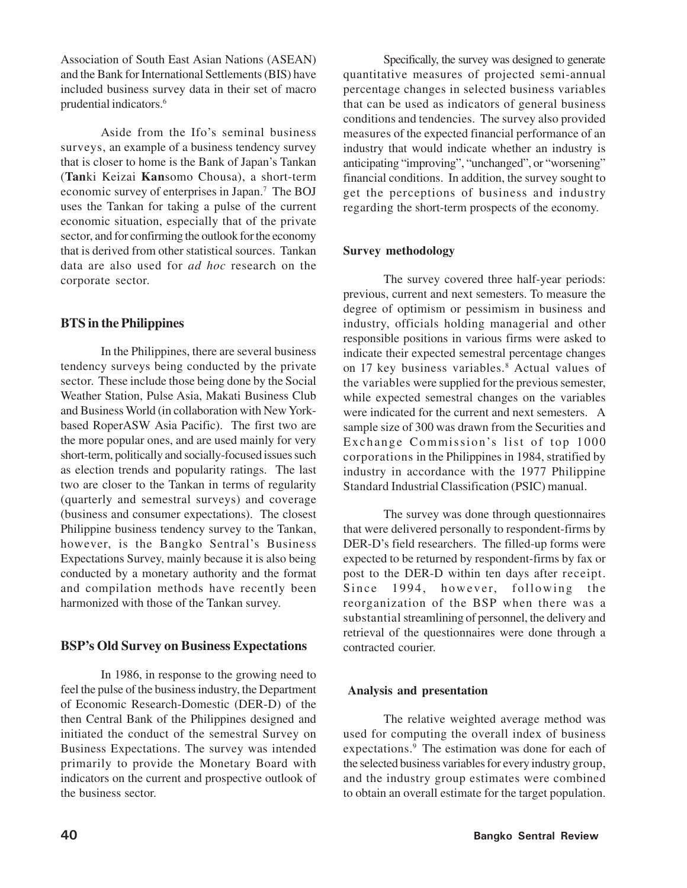Association of South East Asian Nations (ASEAN) and the Bank for International Settlements (BIS) have included business survey data in their set of macro prudential indicators.[6]

Aside from the Ifo's seminal business surveys, an example of a business tendency survey that is closer to home is the Bank of Japan's Tankan (**Tan**ki Keizai **Kan**somo Chousa), a short-term economic survey of enterprises in Japan.[7] The BOJ uses the Tankan for taking a pulse of the current economic situation, especially that of the private sector, and for confirming the outlook for the economy that is derived from other statistical sources. Tankan data are also used for *ad hoc* research on the corporate sector.

## BTS in the Philippines

In the Philippines, there are several business tendency surveys being conducted by the private sector. These include those being done by the Social Weather Station, Pulse Asia, Makati Business Club and Business World (in collaboration with New York-based RoperASW Asia Pacific). The first two are the more popular ones, and are used mainly for very short-term, politically and socially-focused issues such as election trends and popularity ratings. The last two are closer to the Tankan in terms of regularity (quarterly and semestral surveys) and coverage (business and consumer expectations). The closest Philippine business tendency survey to the Tankan, however, is the Bangko Sentral's Business Expectations Survey, mainly because it is also being conducted by a monetary authority and the format and compilation methods have recently been harmonized with those of the Tankan survey.

## BSP's Old Survey on Business Expectations

In 1986, in response to the growing need to feel the pulse of the business industry, the Department of Economic Research-Domestic (DER-D) of the then Central Bank of the Philippines designed and initiated the conduct of the semestral Survey on Business Expectations. The survey was intended primarily to provide the Monetary Board with indicators on the current and prospective outlook of the business sector.

Specifically, the survey was designed to generate quantitative measures of projected semi-annual percentage changes in selected business variables that can be used as indicators of general business conditions and tendencies. The survey also provided measures of the expected financial performance of an industry that would indicate whether an industry is anticipating "improving", "unchanged", or "worsening" financial conditions. In addition, the survey sought to get the perceptions of business and industry regarding the short-term prospects of the economy.

### Survey methodology

The survey covered three half-year periods: previous, current and next semesters. To measure the degree of optimism or pessimism in business and industry, officials holding managerial and other responsible positions in various firms were asked to indicate their expected semestral percentage changes on 17 key business variables.[8] Actual values of the variables were supplied for the previous semester, while expected semestral changes on the variables were indicated for the current and next semesters. A sample size of 300 was drawn from the Securities and Exchange Commission's list of top 1000 corporations in the Philippines in 1984, stratified by industry in accordance with the 1977 Philippine Standard Industrial Classification (PSIC) manual.

The survey was done through questionnaires that were delivered personally to respondent-firms by DER-D's field researchers. The filled-up forms were expected to be returned by respondent-firms by fax or post to the DER-D within ten days after receipt. Since 1994, however, following the reorganization of the BSP when there was a substantial streamlining of personnel, the delivery and retrieval of the questionnaires were done through a contracted courier.

### Analysis and presentation

The relative weighted average method was used for computing the overall index of business expectations.[9] The estimation was done for each of the selected business variables for every industry group, and the industry group estimates were combined to obtain an overall estimate for the target population.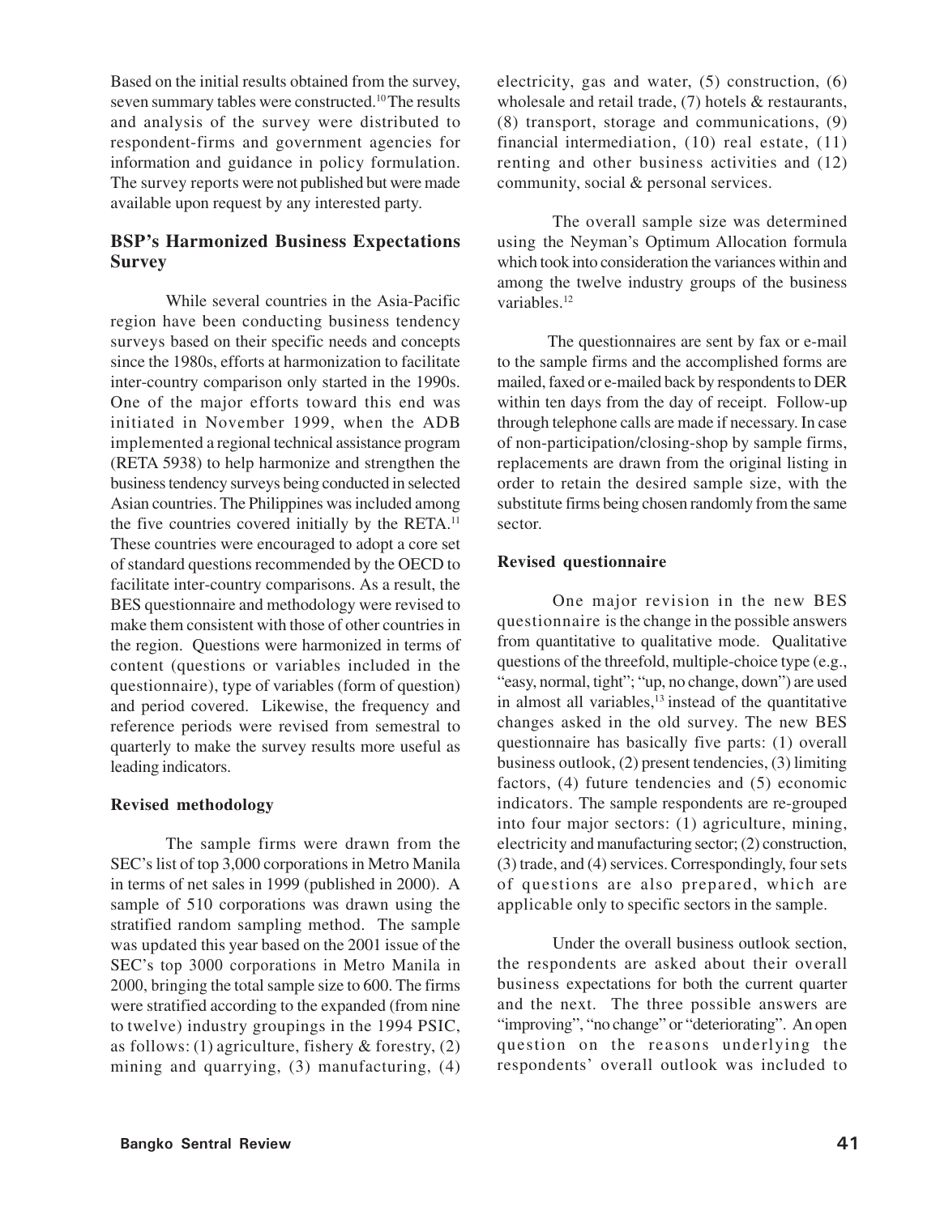Based on the initial results obtained from the survey, seven summary tables were constructed.[10] The results and analysis of the survey were distributed to respondent-firms and government agencies for information and guidance in policy formulation. The survey reports were not published but were made available upon request by any interested party.

## BSP's Harmonized Business Expectations Survey

While several countries in the Asia-Pacific region have been conducting business tendency surveys based on their specific needs and concepts since the 1980s, efforts at harmonization to facilitate inter-country comparison only started in the 1990s. One of the major efforts toward this end was initiated in November 1999, when the ADB implemented a regional technical assistance program (RETA 5938) to help harmonize and strengthen the business tendency surveys being conducted in selected Asian countries. The Philippines was included among the five countries covered initially by the RETA.[11] These countries were encouraged to adopt a core set of standard questions recommended by the OECD to facilitate inter-country comparisons. As a result, the BES questionnaire and methodology were revised to make them consistent with those of other countries in the region. Questions were harmonized in terms of content (questions or variables included in the questionnaire), type of variables (form of question) and period covered. Likewise, the frequency and reference periods were revised from semestral to quarterly to make the survey results more useful as leading indicators.

### Revised methodology

The sample firms were drawn from the SEC's list of top 3,000 corporations in Metro Manila in terms of net sales in 1999 (published in 2000). A sample of 510 corporations was drawn using the stratified random sampling method. The sample was updated this year based on the 2001 issue of the SEC's top 3000 corporations in Metro Manila in 2000, bringing the total sample size to 600. The firms were stratified according to the expanded (from nine to twelve) industry groupings in the 1994 PSIC, as follows: (1) agriculture, fishery & forestry, (2) mining and quarrying, (3) manufacturing, (4) electricity, gas and water, (5) construction, (6) wholesale and retail trade, (7) hotels & restaurants, (8) transport, storage and communications, (9) financial intermediation, (10) real estate, (11) renting and other business activities and (12) community, social & personal services.

The overall sample size was determined using the Neyman's Optimum Allocation formula which took into consideration the variances within and among the twelve industry groups of the business variables.[12]

The questionnaires are sent by fax or e-mail to the sample firms and the accomplished forms are mailed, faxed or e-mailed back by respondents to DER within ten days from the day of receipt. Follow-up through telephone calls are made if necessary. In case of non-participation/closing-shop by sample firms, replacements are drawn from the original listing in order to retain the desired sample size, with the substitute firms being chosen randomly from the same sector.

### Revised questionnaire

One major revision in the new BES questionnaire is the change in the possible answers from quantitative to qualitative mode. Qualitative questions of the threefold, multiple-choice type (e.g., "easy, normal, tight"; "up, no change, down") are used in almost all variables,[13] instead of the quantitative changes asked in the old survey. The new BES questionnaire has basically five parts: (1) overall business outlook, (2) present tendencies, (3) limiting factors, (4) future tendencies and (5) economic indicators. The sample respondents are re-grouped into four major sectors: (1) agriculture, mining, electricity and manufacturing sector; (2) construction, (3) trade, and (4) services. Correspondingly, four sets of questions are also prepared, which are applicable only to specific sectors in the sample.

Under the overall business outlook section, the respondents are asked about their overall business expectations for both the current quarter and the next. The three possible answers are "improving", "no change" or "deteriorating". An open question on the reasons underlying the respondents' overall outlook was included to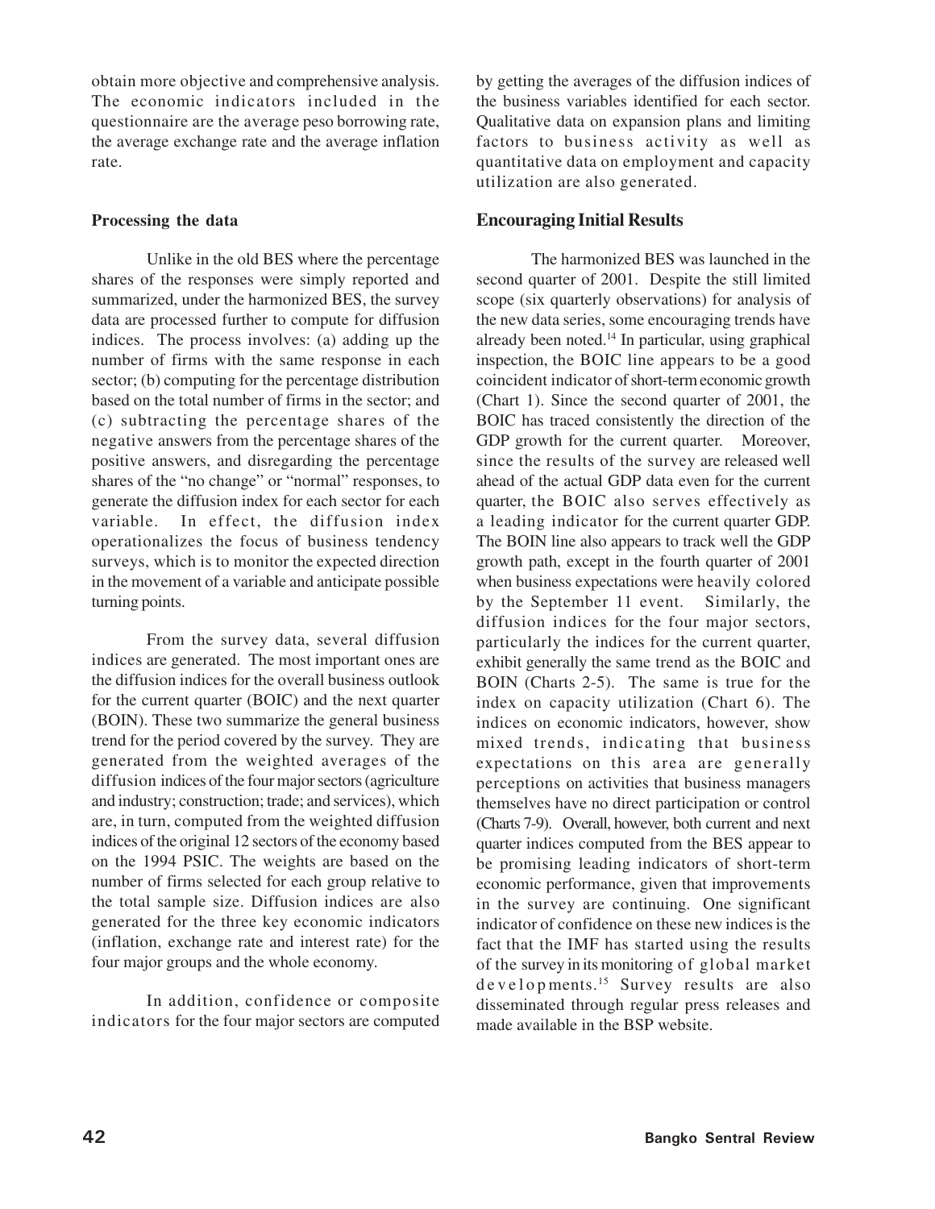obtain more objective and comprehensive analysis. The economic indicators included in the questionnaire are the average peso borrowing rate, the average exchange rate and the average inflation rate.

### Processing the data

Unlike in the old BES where the percentage shares of the responses were simply reported and summarized, under the harmonized BES, the survey data are processed further to compute for diffusion indices. The process involves: (a) adding up the number of firms with the same response in each sector; (b) computing for the percentage distribution based on the total number of firms in the sector; and (c) subtracting the percentage shares of the negative answers from the percentage shares of the positive answers, and disregarding the percentage shares of the "no change" or "normal" responses, to generate the diffusion index for each sector for each variable. In effect, the diffusion index operationalizes the focus of business tendency surveys, which is to monitor the expected direction in the movement of a variable and anticipate possible turning points.

From the survey data, several diffusion indices are generated. The most important ones are the diffusion indices for the overall business outlook for the current quarter (BOIC) and the next quarter (BOIN). These two summarize the general business trend for the period covered by the survey. They are generated from the weighted averages of the diffusion indices of the four major sectors (agriculture and industry; construction; trade; and services), which are, in turn, computed from the weighted diffusion indices of the original 12 sectors of the economy based on the 1994 PSIC. The weights are based on the number of firms selected for each group relative to the total sample size. Diffusion indices are also generated for the three key economic indicators (inflation, exchange rate and interest rate) for the four major groups and the whole economy.

In addition, confidence or composite indicators for the four major sectors are computed by getting the averages of the diffusion indices of the business variables identified for each sector. Qualitative data on expansion plans and limiting factors to business activity as well as quantitative data on employment and capacity utilization are also generated.

### Encouraging Initial Results

The harmonized BES was launched in the second quarter of 2001. Despite the still limited scope (six quarterly observations) for analysis of the new data series, some encouraging trends have already been noted.[14] In particular, using graphical inspection, the BOIC line appears to be a good coincident indicator of short-term economic growth (Chart 1). Since the second quarter of 2001, the BOIC has traced consistently the direction of the GDP growth for the current quarter. Moreover, since the results of the survey are released well ahead of the actual GDP data even for the current quarter, the BOIC also serves effectively as a leading indicator for the current quarter GDP. The BOIN line also appears to track well the GDP growth path, except in the fourth quarter of 2001 when business expectations were heavily colored by the September 11 event. Similarly, the diffusion indices for the four major sectors, particularly the indices for the current quarter, exhibit generally the same trend as the BOIC and BOIN (Charts 2-5). The same is true for the index on capacity utilization (Chart 6). The indices on economic indicators, however, show mixed trends, indicating that business expectations on this area are generally perceptions on activities that business managers themselves have no direct participation or control (Charts 7-9). Overall, however, both current and next quarter indices computed from the BES appear to be promising leading indicators of short-term economic performance, given that improvements in the survey are continuing. One significant indicator of confidence on these new indices is the fact that the IMF has started using the results of the survey in its monitoring of global market developments.[15] Survey results are also disseminated through regular press releases and made available in the BSP website.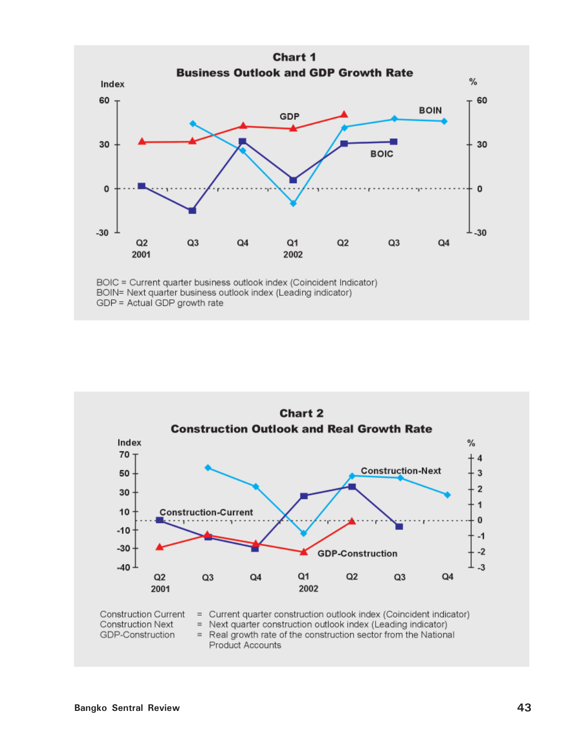**Chart 1**

**Business Outlook and GDP Growth Rate**

BOIC = Current quarter business outlook index (Coincident Indicator)
BOIN= Next quarter business outlook index (Leading indicator)
GDP = Actual GDP growth rate

**Chart 2**

**Construction Outlook and Real Growth Rate**

| | | |
|---|---|---|
| Construction Current | = | Current quarter construction outlook index (Coincident indicator) |
| Construction Next | = | Next quarter construction outlook index (Leading indicator) |
| GDP-Construction | = | Real growth rate of the construction sector from the National Product Accounts |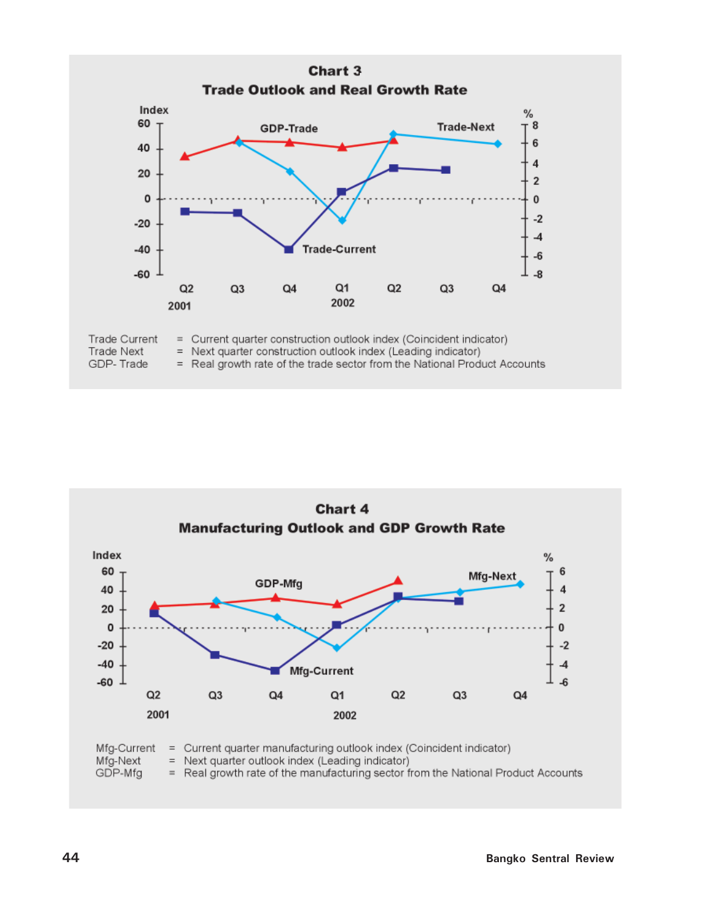**Chart 3**
**Trade Outlook and Real Growth Rate**

Trade Current = Current quarter construction outlook index (Coincident indicator)
Trade Next = Next quarter construction outlook index (Leading indicator)
GDP- Trade = Real growth rate of the trade sector from the National Product Accounts

**Chart 4**
**Manufacturing Outlook and GDP Growth Rate**

Mfg-Current = Current quarter manufacturing outlook index (Coincident indicator)
Mfg-Next = Next quarter outlook index (Leading indicator)
GDP-Mfg = Real growth rate of the manufacturing sector from the National Product Accounts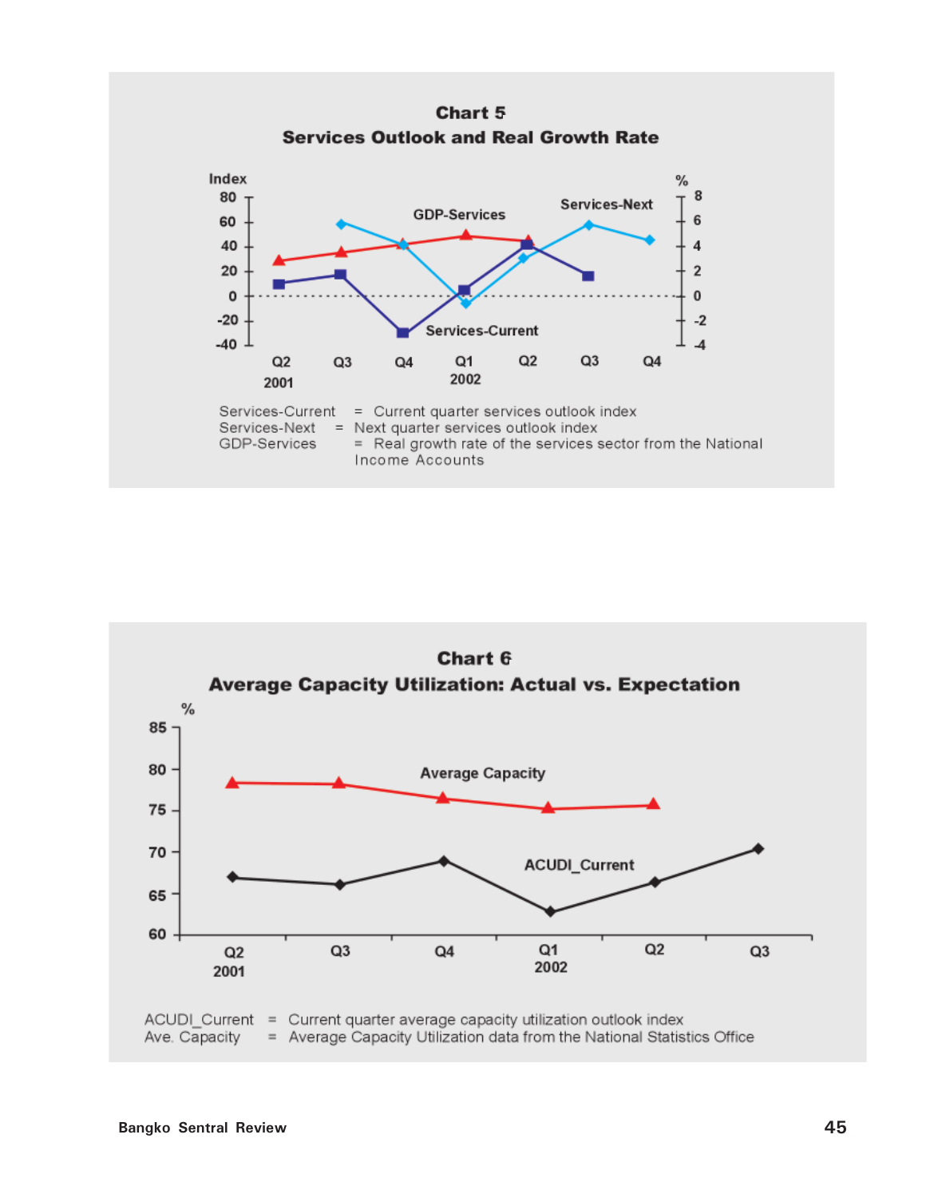**Chart 5**

**Services Outlook and Real Growth Rate**

Services-Current = Current quarter services outlook index
Services-Next = Next quarter services outlook index
GDP-Services = Real growth rate of the services sector from the National Income Accounts

**Chart 6**

**Average Capacity Utilization: Actual vs. Expectation**

ACUDI_Current = Current quarter average capacity utilization outlook index
Ave. Capacity = Average Capacity Utilization data from the National Statistics Office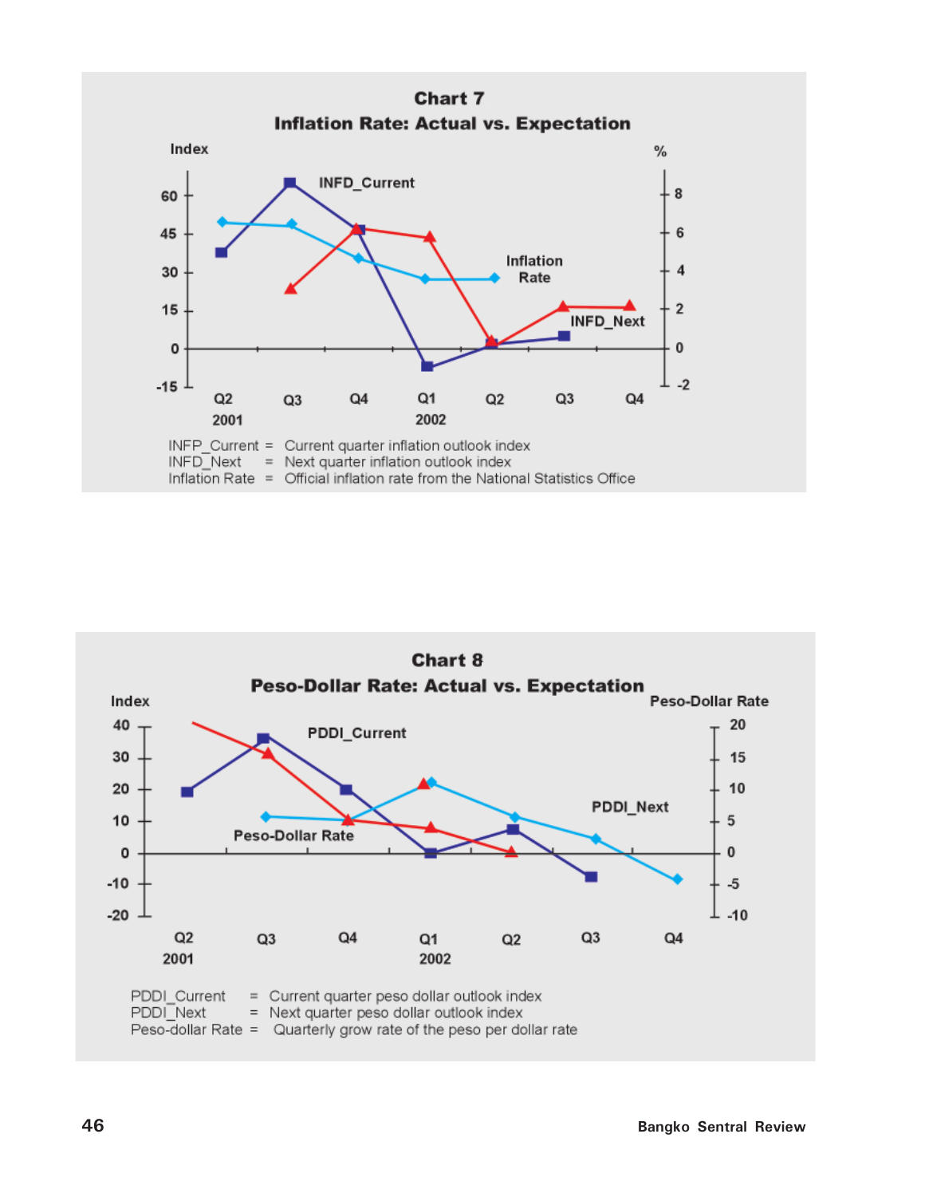## Chart 7
### Inflation Rate: Actual vs. Expectation

Index | %

INFD_Current

Inflation Rate

INFD_Next

Q2 2001, Q3, Q4, Q1 2002, Q2, Q3, Q4

INFP_Current = Current quarter inflation outlook index
INFD_Next = Next quarter inflation outlook index
Inflation Rate = Official inflation rate from the National Statistics Office

## Chart 8
### Peso-Dollar Rate: Actual vs. Expectation

Index | Peso-Dollar Rate

PDDI_Current

PDDI_Next

Peso-Dollar Rate

Q2 2001, Q3, Q4, Q1 2002, Q2, Q3, Q4

PDDI_Current = Current quarter peso dollar outlook index
PDDI_Next = Next quarter peso dollar outlook index
Peso-dollar Rate = Quarterly grow rate of the peso per dollar rate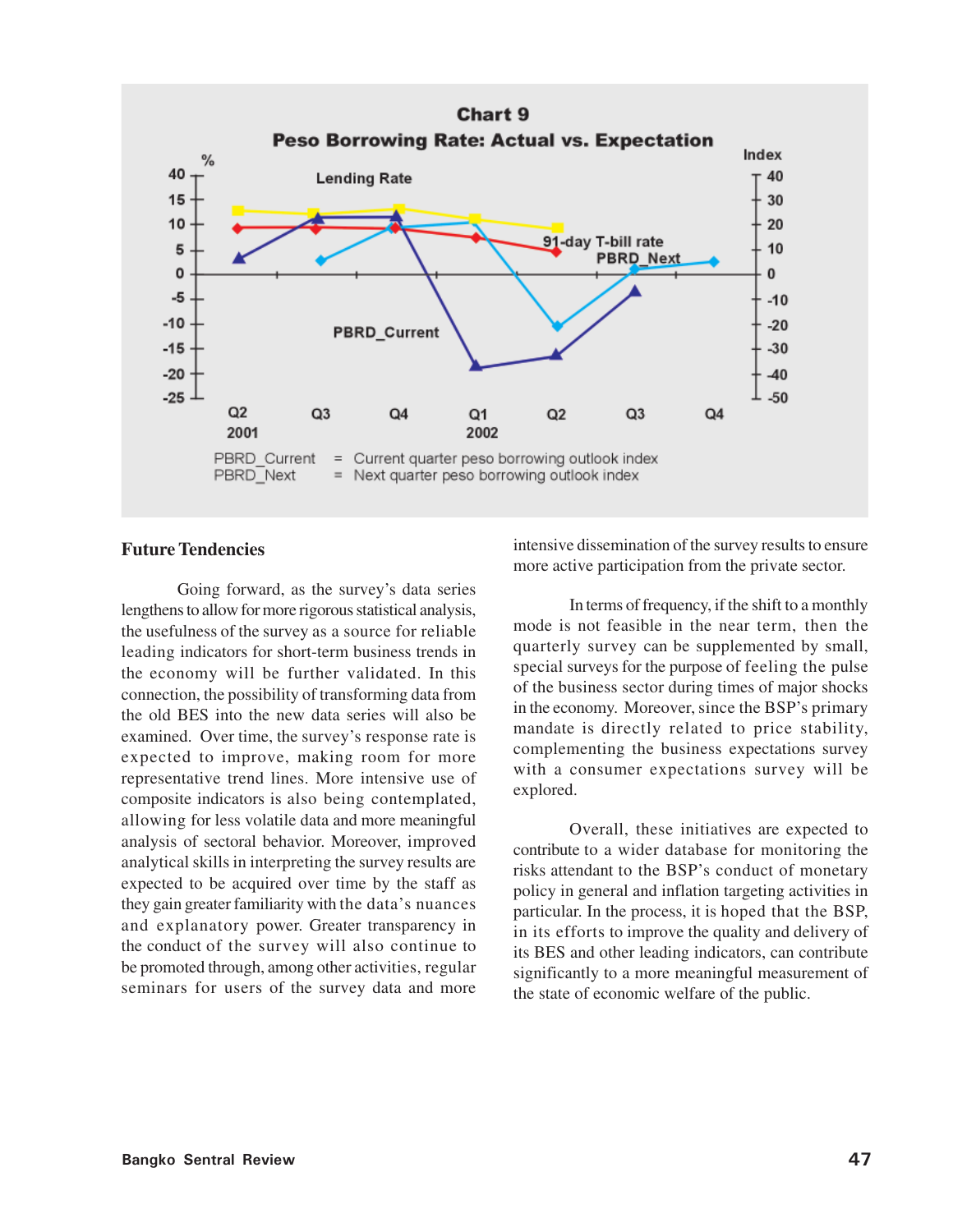**Chart 9**
**Peso Borrowing Rate: Actual vs. Expectation**

PBRD_Current = Current quarter peso borrowing outlook index
PBRD_Next = Next quarter peso borrowing outlook index

## Future Tendencies

Going forward, as the survey's data series lengthens to allow for more rigorous statistical analysis, the usefulness of the survey as a source for reliable leading indicators for short-term business trends in the economy will be further validated. In this connection, the possibility of transforming data from the old BES into the new data series will also be examined. Over time, the survey's response rate is expected to improve, making room for more representative trend lines. More intensive use of composite indicators is also being contemplated, allowing for less volatile data and more meaningful analysis of sectoral behavior. Moreover, improved analytical skills in interpreting the survey results are expected to be acquired over time by the staff as they gain greater familiarity with the data's nuances and explanatory power. Greater transparency in the conduct of the survey will also continue to be promoted through, among other activities, regular seminars for users of the survey data and more intensive dissemination of the survey results to ensure more active participation from the private sector.

In terms of frequency, if the shift to a monthly mode is not feasible in the near term, then the quarterly survey can be supplemented by small, special surveys for the purpose of feeling the pulse of the business sector during times of major shocks in the economy. Moreover, since the BSP's primary mandate is directly related to price stability, complementing the business expectations survey with a consumer expectations survey will be explored.

Overall, these initiatives are expected to contribute to a wider database for monitoring the risks attendant to the BSP's conduct of monetary policy in general and inflation targeting activities in particular. In the process, it is hoped that the BSP, in its efforts to improve the quality and delivery of its BES and other leading indicators, can contribute significantly to a more meaningful measurement of the state of economic welfare of the public.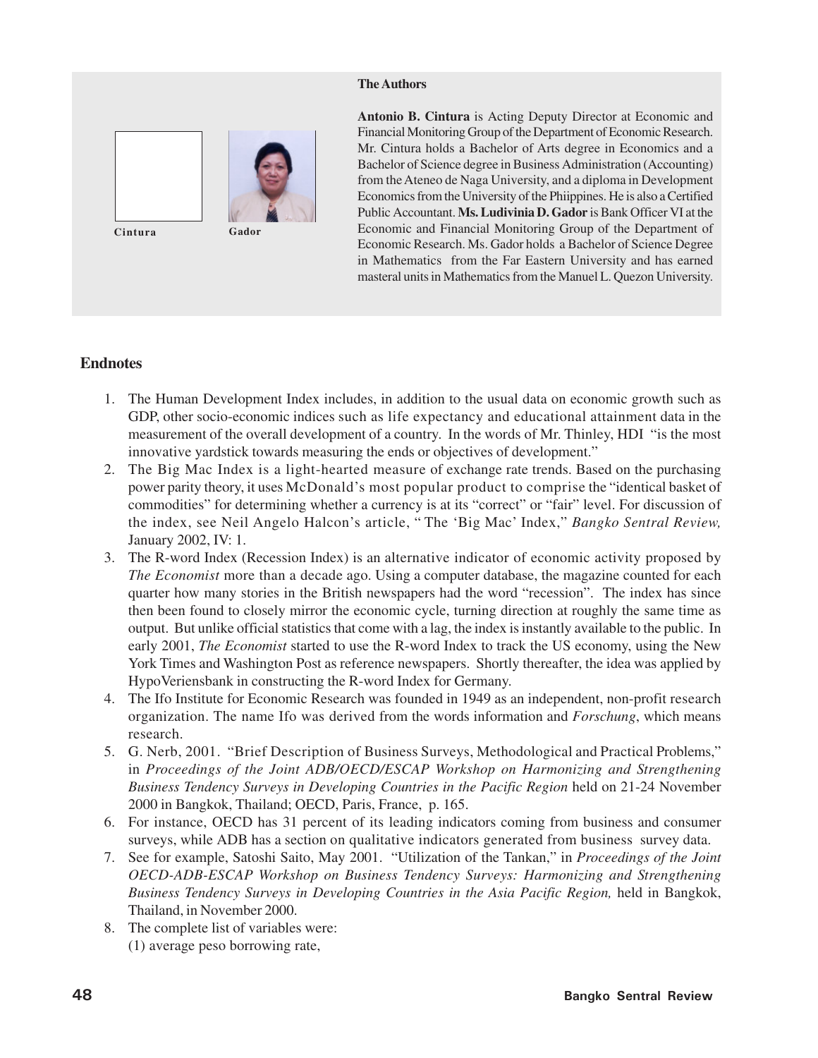### The Authors

Cintura

Gador

**Antonio B. Cintura** is Acting Deputy Director at Economic and Financial Monitoring Group of the Department of Economic Research. Mr. Cintura holds a Bachelor of Arts degree in Economics and a Bachelor of Science degree in Business Administration (Accounting) from the Ateneo de Naga University, and a diploma in Development Economics from the University of the Phiippines. He is also a Certified Public Accountant. **Ms. Ludivinia D. Gador** is Bank Officer VI at the Economic and Financial Monitoring Group of the Department of Economic Research. Ms. Gador holds a Bachelor of Science Degree in Mathematics from the Far Eastern University and has earned masteral units in Mathematics from the Manuel L. Quezon University.

## Endnotes

1. The Human Development Index includes, in addition to the usual data on economic growth such as GDP, other socio-economic indices such as life expectancy and educational attainment data in the measurement of the overall development of a country. In the words of Mr. Thinley, HDI "is the most innovative yardstick towards measuring the ends or objectives of development."
2. The Big Mac Index is a light-hearted measure of exchange rate trends. Based on the purchasing power parity theory, it uses McDonald's most popular product to comprise the "identical basket of commodities" for determining whether a currency is at its "correct" or "fair" level. For discussion of the index, see Neil Angelo Halcon's article, " The 'Big Mac' Index," *Bangko Sentral Review,* January 2002, IV: 1.
3. The R-word Index (Recession Index) is an alternative indicator of economic activity proposed by *The Economist* more than a decade ago. Using a computer database, the magazine counted for each quarter how many stories in the British newspapers had the word "recession". The index has since then been found to closely mirror the economic cycle, turning direction at roughly the same time as output. But unlike official statistics that come with a lag, the index is instantly available to the public. In early 2001, *The Economist* started to use the R-word Index to track the US economy, using the New York Times and Washington Post as reference newspapers. Shortly thereafter, the idea was applied by HypoVeriensbank in constructing the R-word Index for Germany.
4. The Ifo Institute for Economic Research was founded in 1949 as an independent, non-profit research organization. The name Ifo was derived from the words information and *Forschung*, which means research.
5. G. Nerb, 2001. "Brief Description of Business Surveys, Methodological and Practical Problems," in *Proceedings of the Joint ADB/OECD/ESCAP Workshop on Harmonizing and Strengthening Business Tendency Surveys in Developing Countries in the Pacific Region* held on 21-24 November 2000 in Bangkok, Thailand; OECD, Paris, France, p. 165.
6. For instance, OECD has 31 percent of its leading indicators coming from business and consumer surveys, while ADB has a section on qualitative indicators generated from business survey data.
7. See for example, Satoshi Saito, May 2001. "Utilization of the Tankan," in *Proceedings of the Joint OECD-ADB-ESCAP Workshop on Business Tendency Surveys: Harmonizing and Strengthening Business Tendency Surveys in Developing Countries in the Asia Pacific Region,* held in Bangkok, Thailand, in November 2000.
8. The complete list of variables were:
   (1) average peso borrowing rate,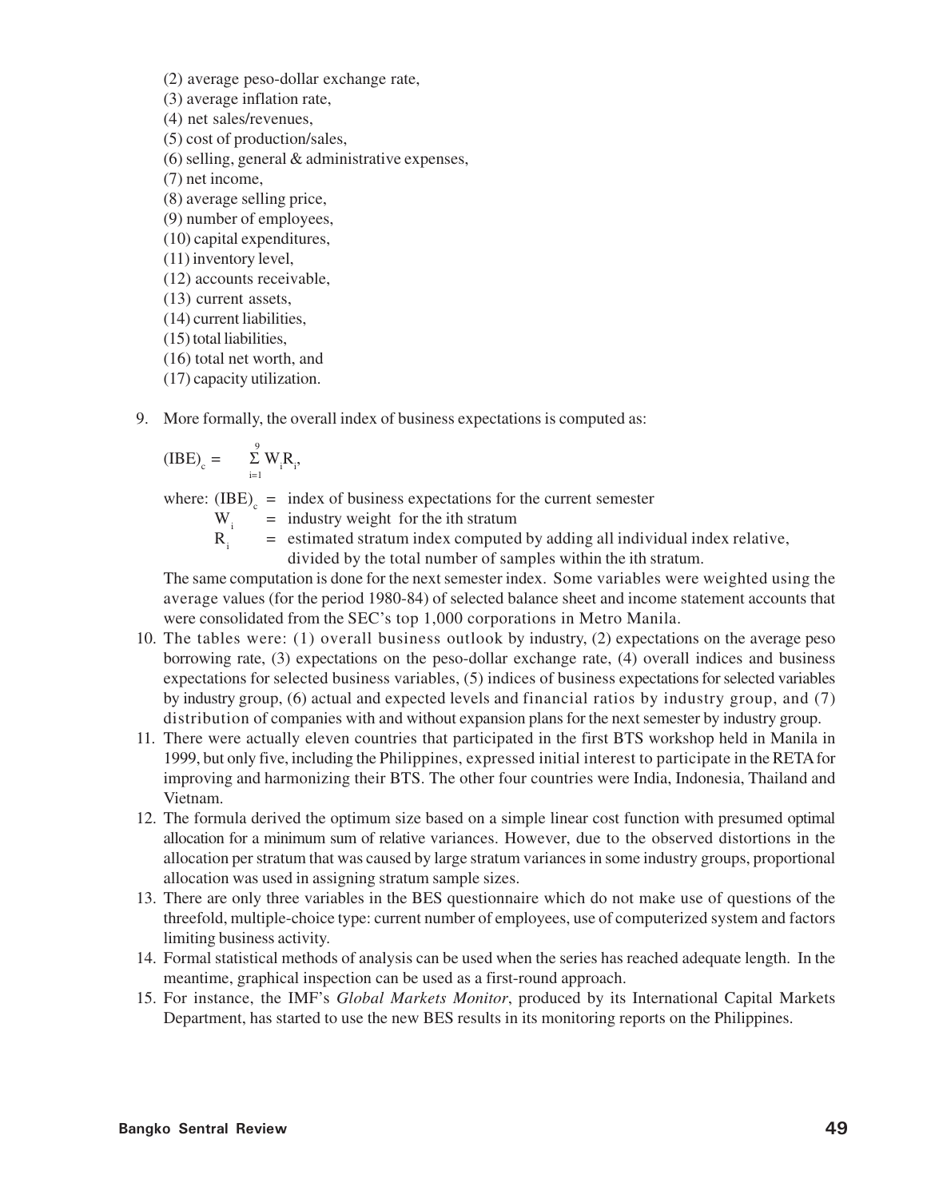(2) average peso-dollar exchange rate,
(3) average inflation rate,
(4) net sales/revenues,
(5) cost of production/sales,
(6) selling, general & administrative expenses,
(7) net income,
(8) average selling price,
(9) number of employees,
(10) capital expenditures,
(11) inventory level,
(12) accounts receivable,
(13) current assets,
(14) current liabilities,
(15) total liabilities,
(16) total net worth, and
(17) capacity utilization.

9. More formally, the overall index of business expectations is computed as:

$$(IBE)_c = \sum_{i=1}^{9} W_i R_i,$$

where: $(IBE)_c$ = index of business expectations for the current semester
$W_i$ = industry weight for the ith stratum
$R_i$ = estimated stratum index computed by adding all individual index relative, divided by the total number of samples within the ith stratum.

The same computation is done for the next semester index. Some variables were weighted using the average values (for the period 1980-84) of selected balance sheet and income statement accounts that were consolidated from the SEC's top 1,000 corporations in Metro Manila.

10. The tables were: (1) overall business outlook by industry, (2) expectations on the average peso borrowing rate, (3) expectations on the peso-dollar exchange rate, (4) overall indices and business expectations for selected business variables, (5) indices of business expectations for selected variables by industry group, (6) actual and expected levels and financial ratios by industry group, and (7) distribution of companies with and without expansion plans for the next semester by industry group.
11. There were actually eleven countries that participated in the first BTS workshop held in Manila in 1999, but only five, including the Philippines, expressed initial interest to participate in the RETA for improving and harmonizing their BTS. The other four countries were India, Indonesia, Thailand and Vietnam.
12. The formula derived the optimum size based on a simple linear cost function with presumed optimal allocation for a minimum sum of relative variances. However, due to the observed distortions in the allocation per stratum that was caused by large stratum variances in some industry groups, proportional allocation was used in assigning stratum sample sizes.
13. There are only three variables in the BES questionnaire which do not make use of questions of the threefold, multiple-choice type: current number of employees, use of computerized system and factors limiting business activity.
14. Formal statistical methods of analysis can be used when the series has reached adequate length. In the meantime, graphical inspection can be used as a first-round approach.
15. For instance, the IMF's *Global Markets Monitor*, produced by its International Capital Markets Department, has started to use the new BES results in its monitoring reports on the Philippines.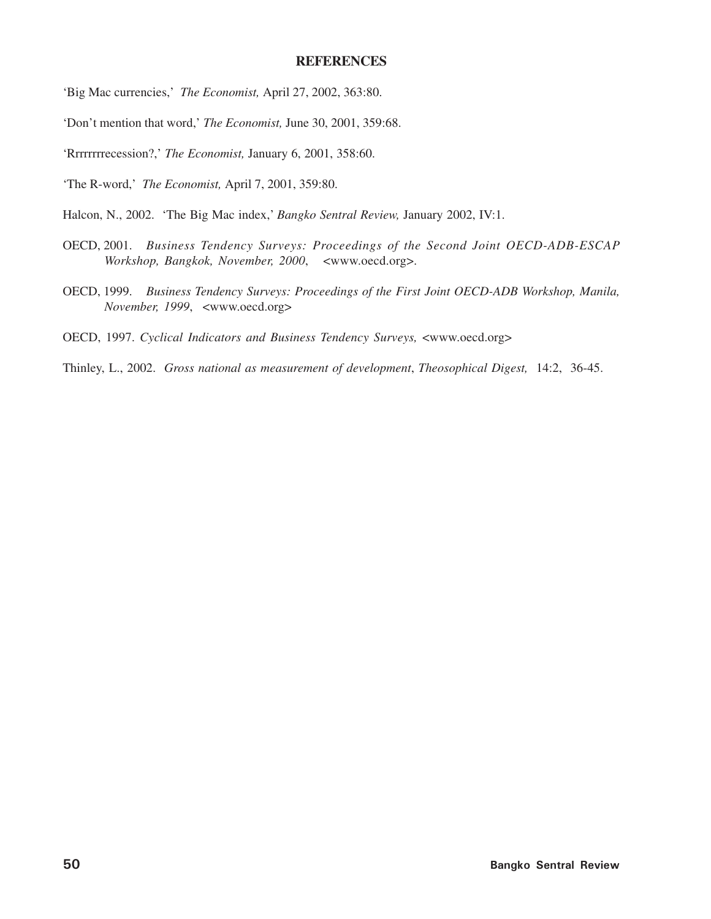## REFERENCES

'Big Mac currencies,' *The Economist,* April 27, 2002, 363:80.

'Don't mention that word,' *The Economist,* June 30, 2001, 359:68.

'Rrrrrrrrecession?,' *The Economist,* January 6, 2001, 358:60.

'The R-word,' *The Economist,* April 7, 2001, 359:80.

Halcon, N., 2002. 'The Big Mac index,' *Bangko Sentral Review,* January 2002, IV:1.

OECD, 2001. *Business Tendency Surveys: Proceedings of the Second Joint OECD-ADB-ESCAP Workshop, Bangkok, November, 2000*, <www.oecd.org>.

OECD, 1999. *Business Tendency Surveys: Proceedings of the First Joint OECD-ADB Workshop, Manila, November, 1999*, <www.oecd.org>

OECD, 1997. *Cyclical Indicators and Business Tendency Surveys,* <www.oecd.org>

Thinley, L., 2002. *Gross national as measurement of development*, *Theosophical Digest,* 14:2, 36-45.